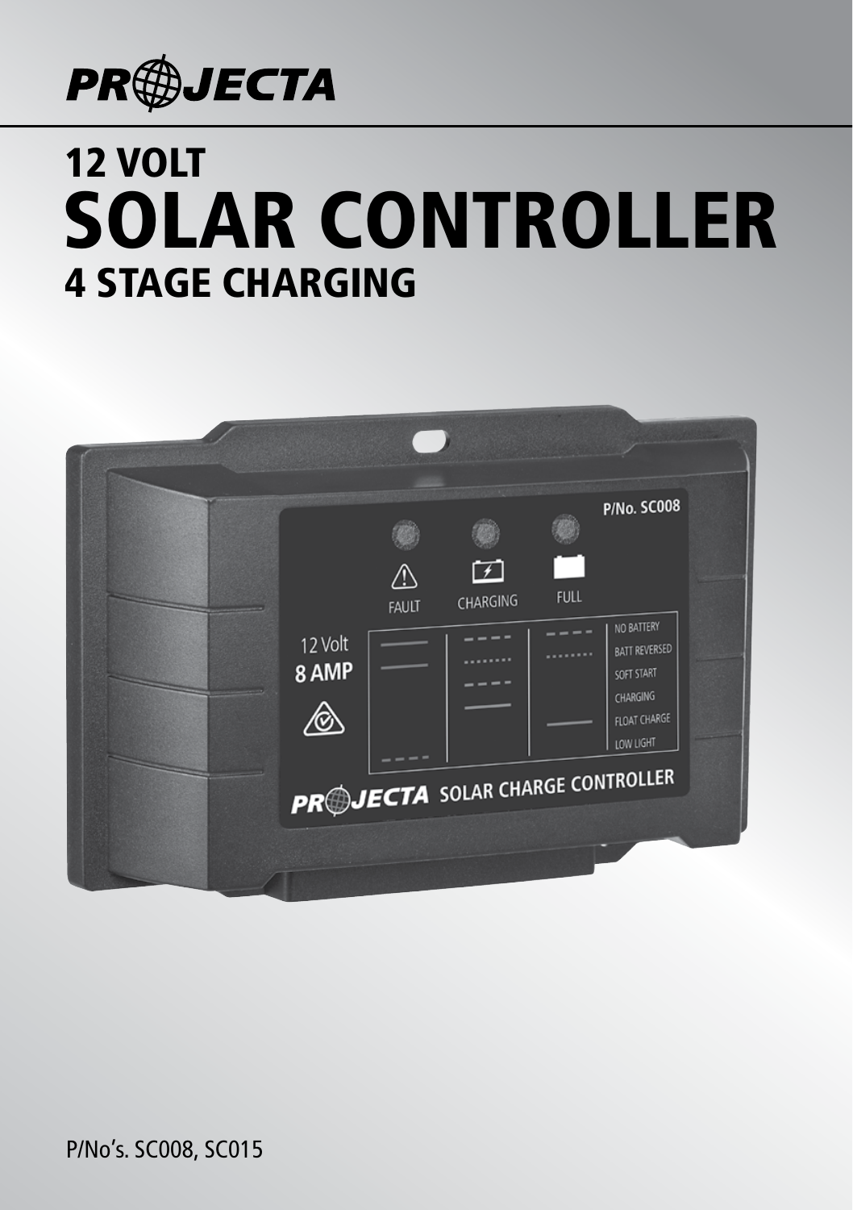# PROJECTA

# 12 VOLT
# SOLAR CONTROLLER
## 4 STAGE CHARGING

P/No's. SC008, SC015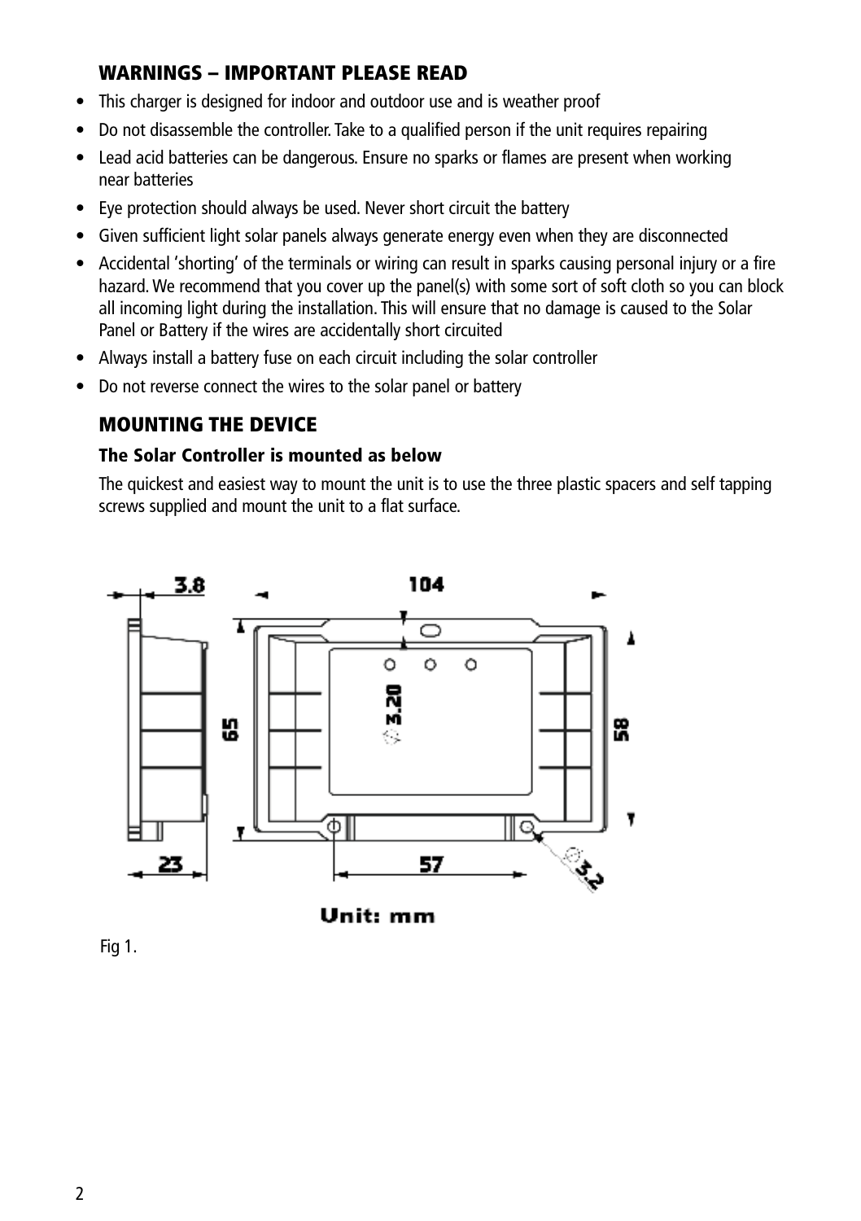## WARNINGS – IMPORTANT PLEASE READ

- This charger is designed for indoor and outdoor use and is weather proof
- Do not disassemble the controller. Take to a qualified person if the unit requires repairing
- Lead acid batteries can be dangerous. Ensure no sparks or flames are present when working near batteries
- Eye protection should always be used. Never short circuit the battery
- Given sufficient light solar panels always generate energy even when they are disconnected
- Accidental 'shorting' of the terminals or wiring can result in sparks causing personal injury or a fire hazard. We recommend that you cover up the panel(s) with some sort of soft cloth so you can block all incoming light during the installation. This will ensure that no damage is caused to the Solar Panel or Battery if the wires are accidentally short circuited
- Always install a battery fuse on each circuit including the solar controller
- Do not reverse connect the wires to the solar panel or battery

## MOUNTING THE DEVICE

### The Solar Controller is mounted as below

The quickest and easiest way to mount the unit is to use the three plastic spacers and self tapping screws supplied and mount the unit to a flat surface.

3.8 104 65 58 3.20 23 57 3.2

Unit: mm

Fig 1.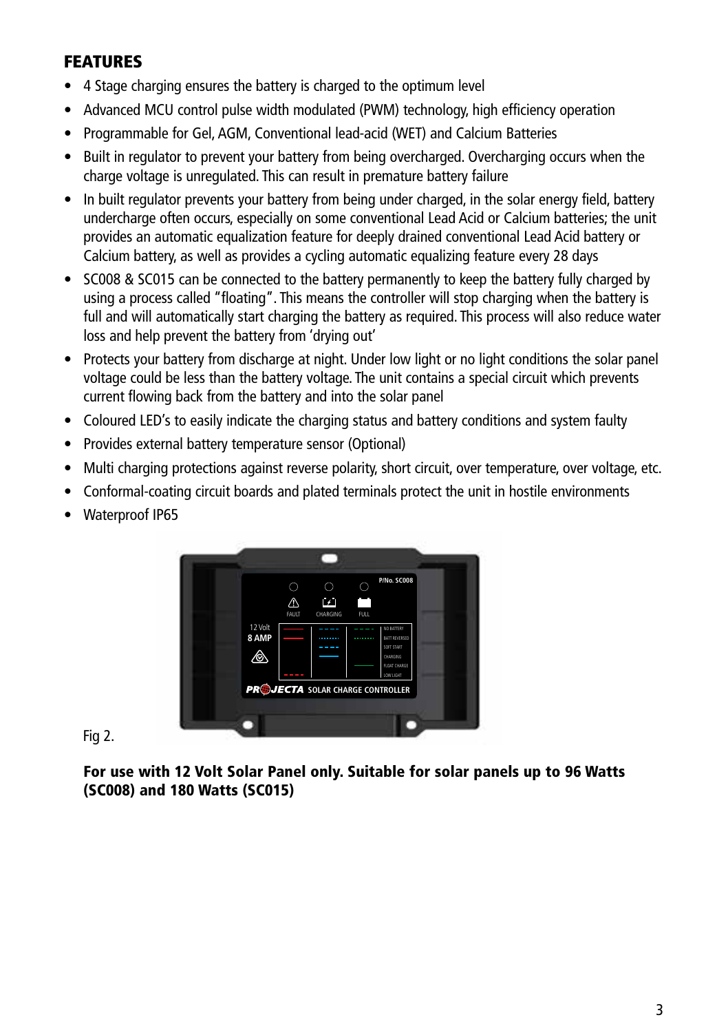## FEATURES

- 4 Stage charging ensures the battery is charged to the optimum level
- Advanced MCU control pulse width modulated (PWM) technology, high efficiency operation
- Programmable for Gel, AGM, Conventional lead-acid (WET) and Calcium Batteries
- Built in regulator to prevent your battery from being overcharged. Overcharging occurs when the charge voltage is unregulated. This can result in premature battery failure
- In built regulator prevents your battery from being under charged, in the solar energy field, battery undercharge often occurs, especially on some conventional Lead Acid or Calcium batteries; the unit provides an automatic equalization feature for deeply drained conventional Lead Acid battery or Calcium battery, as well as provides a cycling automatic equalizing feature every 28 days
- SC008 & SC015 can be connected to the battery permanently to keep the battery fully charged by using a process called "floating". This means the controller will stop charging when the battery is full and will automatically start charging the battery as required. This process will also reduce water loss and help prevent the battery from 'drying out'
- Protects your battery from discharge at night. Under low light or no light conditions the solar panel voltage could be less than the battery voltage. The unit contains a special circuit which prevents current flowing back from the battery and into the solar panel
- Coloured LED's to easily indicate the charging status and battery conditions and system faulty
- Provides external battery temperature sensor (Optional)
- Multi charging protections against reverse polarity, short circuit, over temperature, over voltage, etc.
- Conformal-coating circuit boards and plated terminals protect the unit in hostile environments
- Waterproof IP65

Fig 2.

**For use with 12 Volt Solar Panel only. Suitable for solar panels up to 96 Watts (SC008) and 180 Watts (SC015)**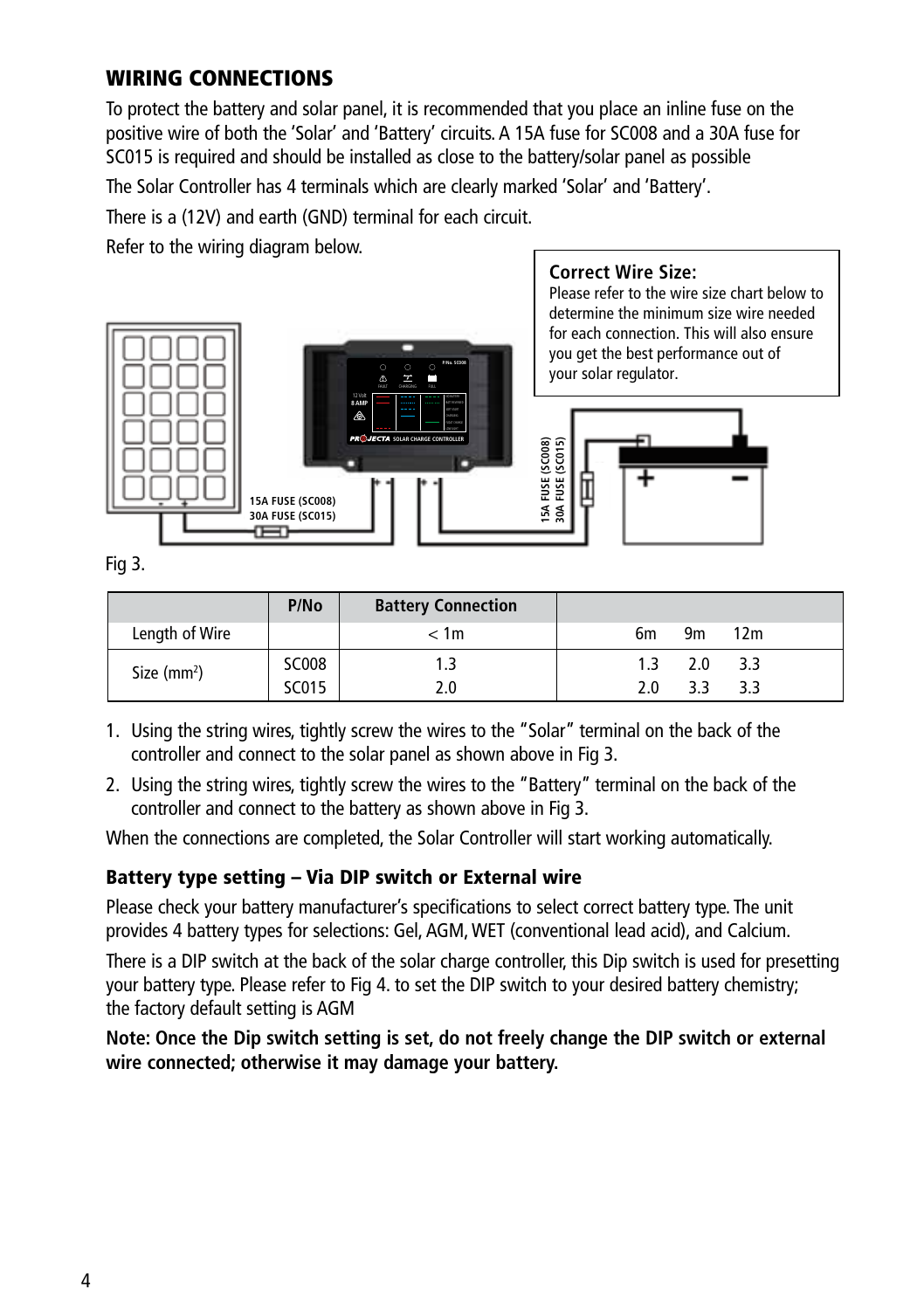## WIRING CONNECTIONS

To protect the battery and solar panel, it is recommended that you place an inline fuse on the positive wire of both the 'Solar' and 'Battery' circuits. A 15A fuse for SC008 and a 30A fuse for SC015 is required and should be installed as close to the battery/solar panel as possible

The Solar Controller has 4 terminals which are clearly marked 'Solar' and 'Battery'.

There is a (12V) and earth (GND) terminal for each circuit.

Refer to the wiring diagram below.

**Correct Wire Size:**
Please refer to the wire size chart below to determine the minimum size wire needed for each connection. This will also ensure you get the best performance out of your solar regulator.

Fig 3.

| | P/No | Battery Connection | | | |
|---|---|---|---|---|---|
| Length of Wire | | < 1m | 6m | 9m | 12m |
| Size (mm$^2$) | SC008 | 1.3 | 1.3 | 2.0 | 3.3 |
| | SC015 | 2.0 | 2.0 | 3.3 | 3.3 |

1. Using the string wires, tightly screw the wires to the "Solar" terminal on the back of the controller and connect to the solar panel as shown above in Fig 3.
2. Using the string wires, tightly screw the wires to the "Battery" terminal on the back of the controller and connect to the battery as shown above in Fig 3.

When the connections are completed, the Solar Controller will start working automatically.

### Battery type setting – Via DIP switch or External wire

Please check your battery manufacturer's specifications to select correct battery type. The unit provides 4 battery types for selections: Gel, AGM, WET (conventional lead acid), and Calcium.

There is a DIP switch at the back of the solar charge controller, this Dip switch is used for presetting your battery type. Please refer to Fig 4. to set the DIP switch to your desired battery chemistry; the factory default setting is AGM

**Note: Once the Dip switch setting is set, do not freely change the DIP switch or external wire connected; otherwise it may damage your battery.**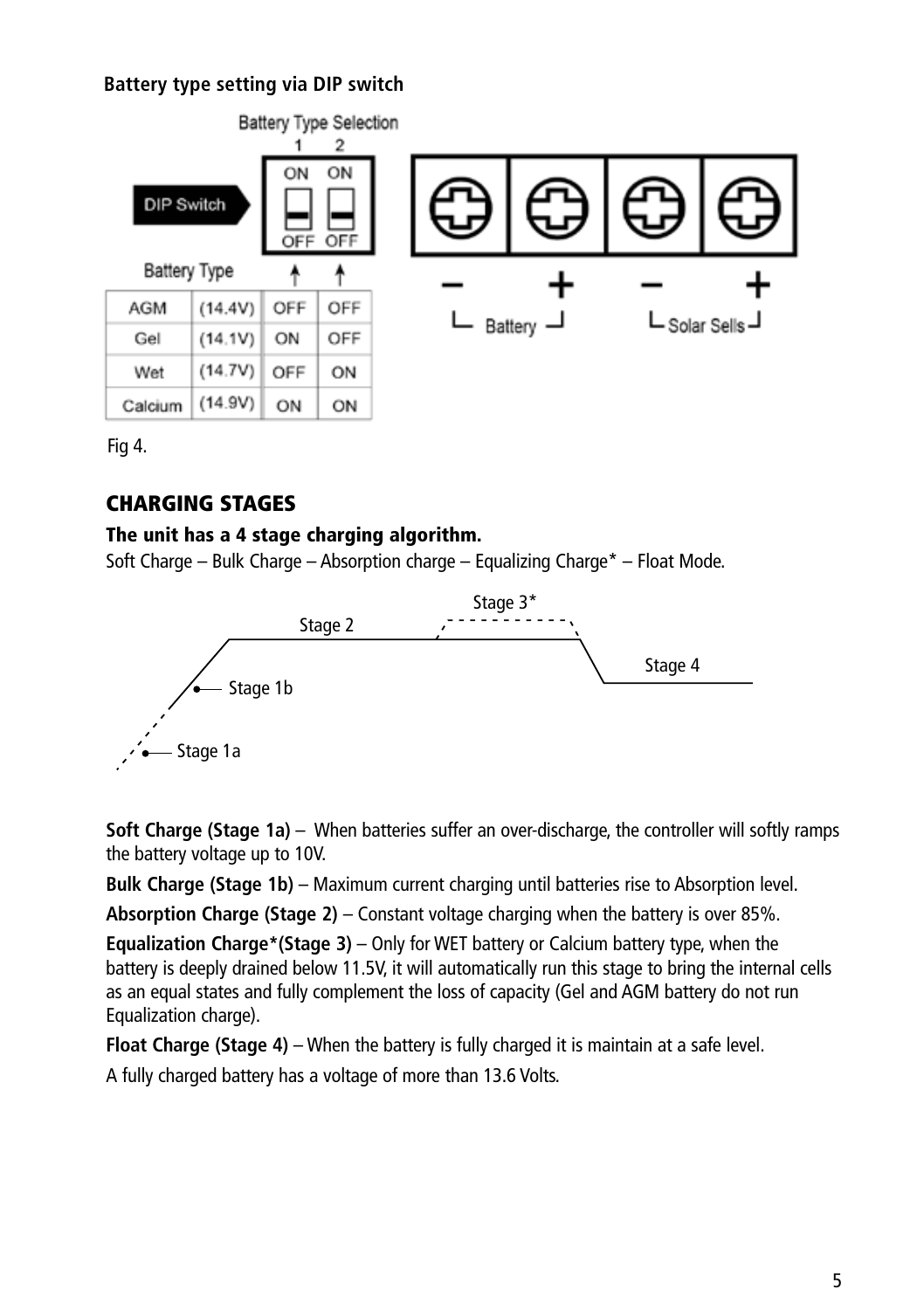**Battery type setting via DIP switch**

Battery Type Selection

| Battery Type | | 1 | 2 |
|---|---|---|---|
| AGM | (14.4V) | OFF | OFF |
| Gel | (14.1V) | ON | OFF |
| Wet | (14.7V) | OFF | ON |
| Calcium | (14.9V) | ON | ON |

Fig 4.

## CHARGING STAGES

**The unit has a 4 stage charging algorithm.**

Soft Charge – Bulk Charge – Absorption charge – Equalizing Charge* – Float Mode.

**Soft Charge (Stage 1a)** – When batteries suffer an over-discharge, the controller will softly ramps the battery voltage up to 10V.

**Bulk Charge (Stage 1b)** – Maximum current charging until batteries rise to Absorption level.

**Absorption Charge (Stage 2)** – Constant voltage charging when the battery is over 85%.

**Equalization Charge*(Stage 3)** – Only for WET battery or Calcium battery type, when the battery is deeply drained below 11.5V, it will automatically run this stage to bring the internal cells as an equal states and fully complement the loss of capacity (Gel and AGM battery do not run Equalization charge).

**Float Charge (Stage 4)** – When the battery is fully charged it is maintain at a safe level.

A fully charged battery has a voltage of more than 13.6 Volts.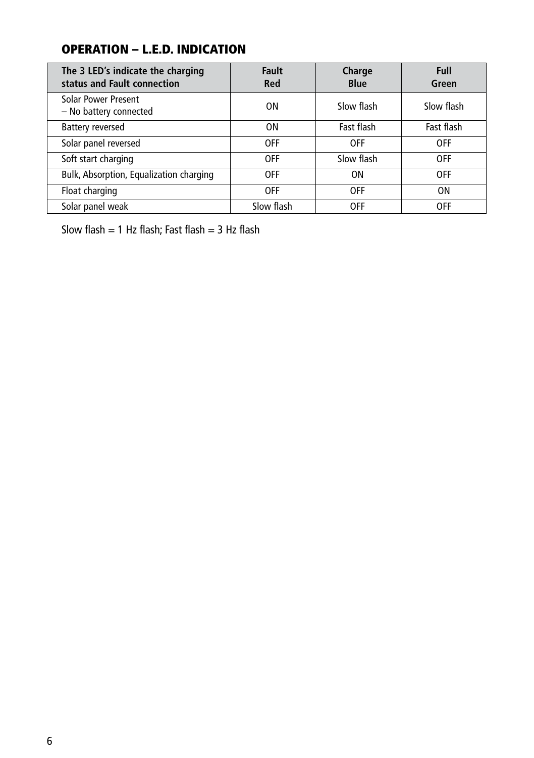## OPERATION – L.E.D. INDICATION

| The 3 LED's indicate the charging status and Fault connection | Fault Red | Charge Blue | Full Green |
|---|---|---|---|
| Solar Power Present – No battery connected | ON | Slow flash | Slow flash |
| Battery reversed | ON | Fast flash | Fast flash |
| Solar panel reversed | OFF | OFF | OFF |
| Soft start charging | OFF | Slow flash | OFF |
| Bulk, Absorption, Equalization charging | OFF | ON | OFF |
| Float charging | OFF | OFF | ON |
| Solar panel weak | Slow flash | OFF | OFF |

Slow flash = 1 Hz flash; Fast flash = 3 Hz flash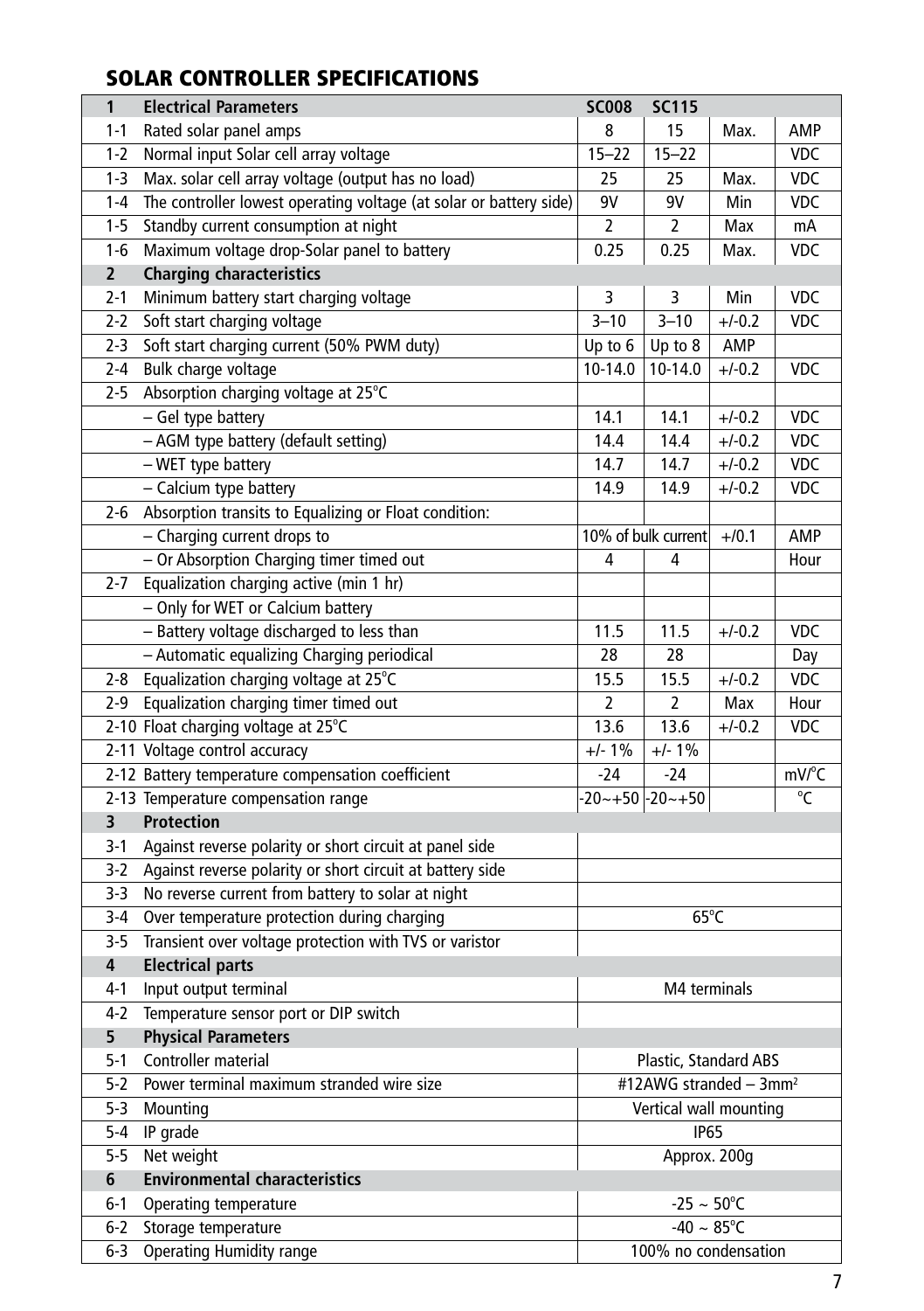## SOLAR CONTROLLER SPECIFICATIONS

| 1 | Electrical Parameters | SC008 | SC115 | | |
|---|---|---|---|---|---|
| 1-1 | Rated solar panel amps | 8 | 15 | Max. | AMP |
| 1-2 | Normal input Solar cell array voltage | 15–22 | 15–22 | | VDC |
| 1-3 | Max. solar cell array voltage (output has no load) | 25 | 25 | Max. | VDC |
| 1-4 | The controller lowest operating voltage (at solar or battery side) | 9V | 9V | Min | VDC |
| 1-5 | Standby current consumption at night | 2 | 2 | Max | mA |
| 1-6 | Maximum voltage drop-Solar panel to battery | 0.25 | 0.25 | Max. | VDC |
| **2** | **Charging characteristics** | | | | |
| 2-1 | Minimum battery start charging voltage | 3 | 3 | Min | VDC |
| 2-2 | Soft start charging voltage | 3–10 | 3–10 | +/-0.2 | VDC |
| 2-3 | Soft start charging current (50% PWM duty) | Up to 6 | Up to 8 | AMP | |
| 2-4 | Bulk charge voltage | 10-14.0 | 10-14.0 | +/-0.2 | VDC |
| 2-5 | Absorption charging voltage at 25°C | | | | |
| | – Gel type battery | 14.1 | 14.1 | +/-0.2 | VDC |
| | – AGM type battery (default setting) | 14.4 | 14.4 | +/-0.2 | VDC |
| | – WET type battery | 14.7 | 14.7 | +/-0.2 | VDC |
| | – Calcium type battery | 14.9 | 14.9 | +/-0.2 | VDC |
| 2-6 | Absorption transits to Equalizing or Float condition: | | | | |
| | – Charging current drops to | 10% of bulk current | | +/0.1 | AMP |
| | – Or Absorption Charging timer timed out | 4 | 4 | | Hour |
| 2-7 | Equalization charging active (min 1 hr) | | | | |
| | – Only for WET or Calcium battery | | | | |
| | – Battery voltage discharged to less than | 11.5 | 11.5 | +/-0.2 | VDC |
| | – Automatic equalizing Charging periodical | 28 | 28 | | Day |
| 2-8 | Equalization charging voltage at 25°C | 15.5 | 15.5 | +/-0.2 | VDC |
| 2-9 | Equalization charging timer timed out | 2 | 2 | Max | Hour |
| 2-10 | Float charging voltage at 25°C | 13.6 | 13.6 | +/-0.2 | VDC |
| 2-11 | Voltage control accuracy | +/- 1% | +/- 1% | | |
| 2-12 | Battery temperature compensation coefficient | -24 | -24 | | mV/°C |
| 2-13 | Temperature compensation range | -20~+50 | -20~+50 | | °C |
| **3** | **Protection** | | | | |
| 3-1 | Against reverse polarity or short circuit at panel side | | | | |
| 3-2 | Against reverse polarity or short circuit at battery side | | | | |
| 3-3 | No reverse current from battery to solar at night | | | | |
| 3-4 | Over temperature protection during charging | 65°C | | | |
| 3-5 | Transient over voltage protection with TVS or varistor | | | | |
| **4** | **Electrical parts** | | | | |
| 4-1 | Input output terminal | M4 terminals | | | |
| 4-2 | Temperature sensor port or DIP switch | | | | |
| **5** | **Physical Parameters** | | | | |
| 5-1 | Controller material | Plastic, Standard ABS | | | |
| 5-2 | Power terminal maximum stranded wire size | #12AWG stranded – 3mm$^2$ | | | |
| 5-3 | Mounting | Vertical wall mounting | | | |
| 5-4 | IP grade | IP65 | | | |
| 5-5 | Net weight | Approx. 200g | | | |
| **6** | **Environmental characteristics** | | | | |
| 6-1 | Operating temperature | -25 ~ 50°C | | | |
| 6-2 | Storage temperature | -40 ~ 85°C | | | |
| 6-3 | Operating Humidity range | 100% no condensation | | | |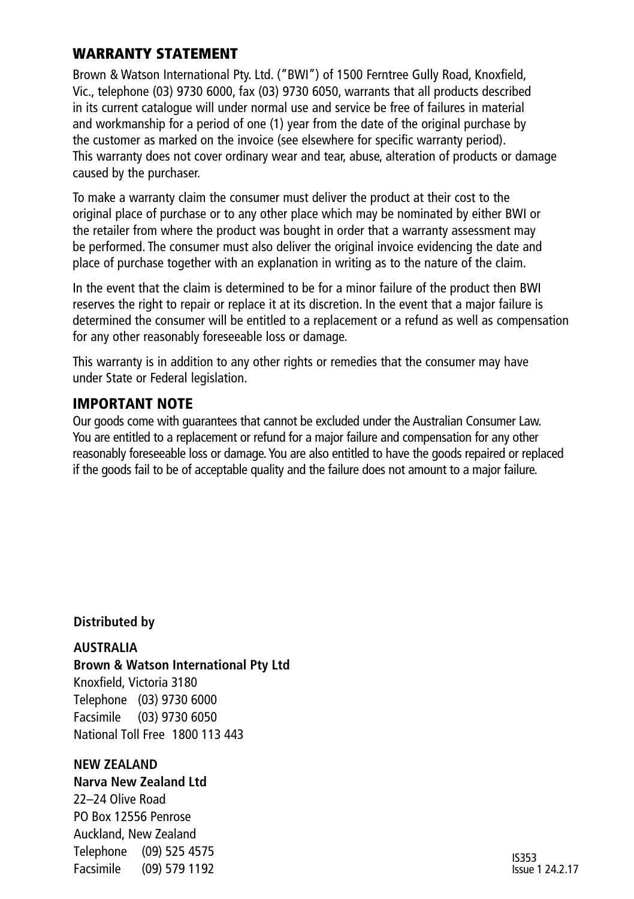## WARRANTY STATEMENT

Brown & Watson International Pty. Ltd. ("BWI") of 1500 Ferntree Gully Road, Knoxfield, Vic., telephone (03) 9730 6000, fax (03) 9730 6050, warrants that all products described in its current catalogue will under normal use and service be free of failures in material and workmanship for a period of one (1) year from the date of the original purchase by the customer as marked on the invoice (see elsewhere for specific warranty period). This warranty does not cover ordinary wear and tear, abuse, alteration of products or damage caused by the purchaser.

To make a warranty claim the consumer must deliver the product at their cost to the original place of purchase or to any other place which may be nominated by either BWI or the retailer from where the product was bought in order that a warranty assessment may be performed. The consumer must also deliver the original invoice evidencing the date and place of purchase together with an explanation in writing as to the nature of the claim.

In the event that the claim is determined to be for a minor failure of the product then BWI reserves the right to repair or replace it at its discretion. In the event that a major failure is determined the consumer will be entitled to a replacement or a refund as well as compensation for any other reasonably foreseeable loss or damage.

This warranty is in addition to any other rights or remedies that the consumer may have under State or Federal legislation.

## IMPORTANT NOTE

Our goods come with guarantees that cannot be excluded under the Australian Consumer Law. You are entitled to a replacement or refund for a major failure and compensation for any other reasonably foreseeable loss or damage. You are also entitled to have the goods repaired or replaced if the goods fail to be of acceptable quality and the failure does not amount to a major failure.

**Distributed by**

**AUSTRALIA**
**Brown & Watson International Pty Ltd**
Knoxfield, Victoria 3180
Telephone (03) 9730 6000
Facsimile (03) 9730 6050
National Toll Free 1800 113 443

**NEW ZEALAND**
**Narva New Zealand Ltd**
22–24 Olive Road
PO Box 12556 Penrose
Auckland, New Zealand
Telephone (09) 525 4575
Facsimile (09) 579 1192

IS353
Issue 1 24.2.17